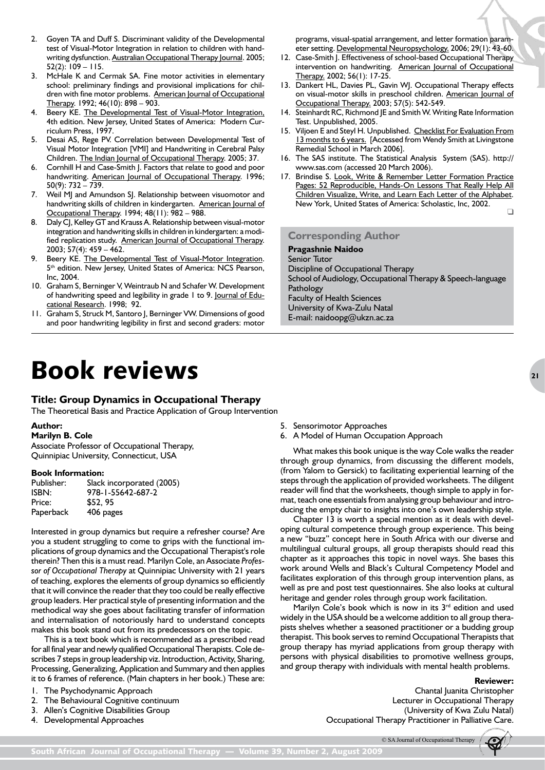2. Goyen TA and Duff S. Discriminant validity of the Developmental test of Visual-Motor Integration in relation to children with handwriting dysfunction. Australian Occupational Therapy Journal. 2005; 52(2): 109 – 115.
3. McHale K and Cermak SA. Fine motor activities in elementary school: preliminary findings and provisional implications for children with fine motor problems. American Journal of Occupational Therapy. 1992; 46(10): 898 – 903.
4. Beery KE. The Developmental Test of Visual-Motor Integration, 4th edition. New Jersey, United States of America: Modern Curriculum Press, 1997.
5. Desai AS, Rege PV. Correlation between Developmental Test of Visual Motor Integration [VMI] and Handwriting in Cerebral Palsy Children. The Indian Journal of Occupational Therapy. 2005; 37.
6. Cornhill H and Case-Smith J. Factors that relate to good and poor handwriting. American Journal of Occupational Therapy. 1996; 50(9): 732 – 739.
7. Weil MJ and Amundson SJ. Relationship between visuomotor and handwriting skills of children in kindergarten. American Journal of Occupational Therapy. 1994; 48(11): 982 – 988.
8. Daly CJ, Kelley GT and Krauss A. Relationship between visual-motor integration and handwriting skills in children in kindergarten: a modified replication study. American Journal of Occupational Therapy. 2003; 57(4): 459 – 462.
9. Beery KE. The Developmental Test of Visual-Motor Integration. 5th edition. New Jersey, United States of America: NCS Pearson, Inc, 2004.
10. Graham S, Berninger V, Weintraub N and Schafer W. Development of handwriting speed and legibility in grade 1 to 9. Journal of Educational Research. 1998; 92.
11. Graham S, Struck M, Santoro J, Berninger VW. Dimensions of good and poor handwriting legibility in first and second graders: motor programs, visual-spatial arrangement, and letter formation parameter setting. Developmental Neuropsychology. 2006; 29(1): 43-60.
12. Case-Smith J. Effectiveness of school-based Occupational Therapy intervention on handwriting. American Journal of Occupational Therapy. 2002; 56(1): 17-25.
13. Dankert HL, Davies PL, Gavin WJ. Occupational Therapy effects on visual-motor skills in preschool children. American Journal of Occupational Therapy. 2003; 57(5): 542-549.
14. Steinhardt RC, Richmond JE and Smith W. Writing Rate Information Test. Unpublished, 2005.
15. Viljoen E and Steyl H. Unpublished. Checklist For Evaluation From 13 months to 6 years. [Accessed from Wendy Smith at Livingstone Remedial School in March 2006].
16. The SAS institute. The Statistical Analysis System (SAS). http://www.sas.com (accessed 20 March 2006).
17. Brindise S. Look, Write & Remember Letter Formation Practice Pages: 52 Reproducible, Hands-On Lessons That Really Help All Children Visualize, Write, and Learn Each Letter of the Alphabet. New York, United States of America: Scholastic, Inc, 2002.

❑

### Corresponding Author

**Pragashnie Naidoo**
Senior Tutor
Discipline of Occupational Therapy
School of Audiology, Occupational Therapy & Speech-language Pathology
Faculty of Health Sciences
University of Kwa-Zulu Natal
E-mail: naidoopg@ukzn.ac.za

# Book reviews

## Title: Group Dynamics in Occupational Therapy

The Theoretical Basis and Practice Application of Group Intervention

**Author:**
**Marilyn B. Cole**
Associate Professor of Occupational Therapy, Quinnipiac University, Connecticut, USA

**Book Information:**

| | |
|---|---|
| Publisher: | Slack incorporated (2005) |
| ISBN: | 978-1-55642-687-2 |
| Price: | $52, 95 |
| Paperback | 406 pages |

Interested in group dynamics but require a refresher course? Are you a student struggling to come to grips with the functional implications of group dynamics and the Occupational Therapist's role therein? Then this is a must read. Marilyn Cole, an Associate *Professor of Occupational Theraphy* at Quinnipiac University with 21 years of teaching, explores the elements of group dynamics so efficiently that it will convince the reader that they too could be really effective group leaders. Her practical style of presenting information and the methodical way she goes about facilitating transfer of information and internalisation of notoriously hard to understand concepts makes this book stand out from its predecessors on the topic.

This is a text book which is recommended as a prescribed read for all final year and newly qualified Occupational Therapists. Cole describes 7 steps in group leadership viz. Introduction, Activity, Sharing, Processing, Generalizing, Application and Summary and then applies it to 6 frames of reference. (Main chapters in her book.) These are:

1. The Psychodynamic Approach
2. The Behavioural Cognitive continuum
3. Allen's Cognitive Disabilities Group
4. Developmental Approaches
5. Sensorimotor Approaches
6. A Model of Human Occupation Approach

What makes this book unique is the way Cole walks the reader through group dynamics, from discussing the different models, (from Yalom to Gersick) to facilitating experiential learning of the steps through the application of provided worksheets. The diligent reader will find that the worksheets, though simple to apply in format, teach one essentials from analysing group behaviour and introducing the empty chair to insights into one's own leadership style.

Chapter 13 is worth a special mention as it deals with developing cultural competence through group experience. This being a new "buzz" concept here in South Africa with our diverse and multilingual cultural groups, all group therapists should read this chapter as it approaches this topic in novel ways. She bases this work around Wells and Black's Cultural Competency Model and facilitates exploration of this through group intervention plans, as well as pre and post test questionnaires. She also looks at cultural heritage and gender roles through group work facilitation.

Marilyn Cole's book which is now in its 3rd edition and used widely in the USA should be a welcome addition to all group therapists shelves whether a seasoned practitioner or a budding group therapist. This book serves to remind Occupational Therapists that group therapy has myriad applications from group therapy with persons with physical disabilities to promotive wellness groups, and group therapy with individuals with mental health problems.

**Reviewer:**
Chantal Juanita Christopher
Lecturer in Occupational Therapy
(University of Kwa Zulu Natal)
Occupational Therapy Practitioner in Palliative Care.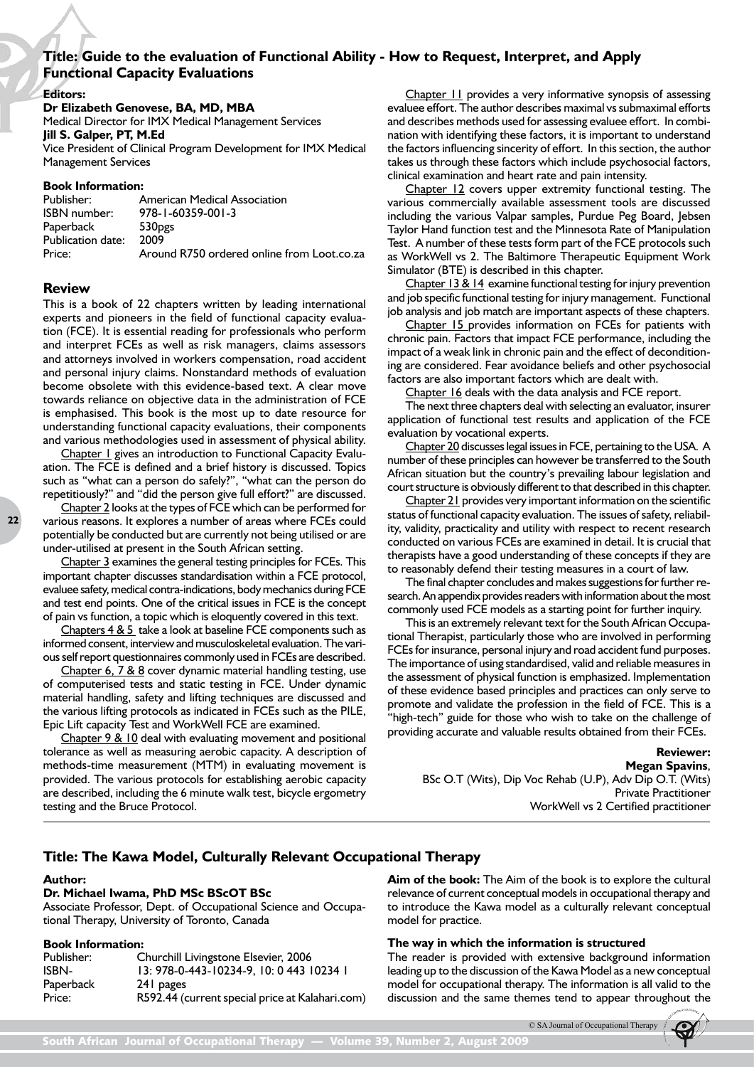## Title: Guide to the evaluation of Functional Ability - How to Request, Interpret, and Apply Functional Capacity Evaluations

**Editors:**

**Dr Elizabeth Genovese, BA, MD, MBA**
Medical Director for IMX Medical Management Services

**Jill S. Galper, PT, M.Ed**
Vice President of Clinical Program Development for IMX Medical Management Services

**Book Information:**

| | |
|---|---|
| Publisher: | American Medical Association |
| ISBN number: | 978-1-60359-001-3 |
| Paperback | 530pgs |
| Publication date: | 2009 |
| Price: | Around R750 ordered online from Loot.co.za |

### Review

This is a book of 22 chapters written by leading international experts and pioneers in the field of functional capacity evaluation (FCE). It is essential reading for professionals who perform and interpret FCEs as well as risk managers, claims assessors and attorneys involved in workers compensation, road accident and personal injury claims. Nonstandard methods of evaluation become obsolete with this evidence-based text. A clear move towards reliance on objective data in the administration of FCE is emphasised. This book is the most up to date resource for understanding functional capacity evaluations, their components and various methodologies used in assessment of physical ability.

Chapter 1 gives an introduction to Functional Capacity Evaluation. The FCE is defined and a brief history is discussed. Topics such as "what can a person do safely?", "what can the person do repetitiously?" and "did the person give full effort?" are discussed.

Chapter 2 looks at the types of FCE which can be performed for various reasons. It explores a number of areas where FCEs could potentially be conducted but are currently not being utilised or are under-utilised at present in the South African setting.

Chapter 3 examines the general testing principles for FCEs. This important chapter discusses standardisation within a FCE protocol, evaluee safety, medical contra-indications, body mechanics during FCE and test end points. One of the critical issues in FCE is the concept of pain vs function, a topic which is eloquently covered in this text.

Chapters 4 & 5 take a look at baseline FCE components such as informed consent, interview and musculoskeletal evaluation. The various self report questionnaires commonly used in FCEs are described.

Chapter 6, 7 & 8 cover dynamic material handling testing, use of computerised tests and static testing in FCE. Under dynamic material handling, safety and lifting techniques are discussed and the various lifting protocols as indicated in FCEs such as the PILE, Epic Lift capacity Test and WorkWell FCE are examined.

Chapter 9 & 10 deal with evaluating movement and positional tolerance as well as measuring aerobic capacity. A description of methods-time measurement (MTM) in evaluating movement is provided. The various protocols for establishing aerobic capacity are described, including the 6 minute walk test, bicycle ergometry testing and the Bruce Protocol.

Chapter 11 provides a very informative synopsis of assessing evaluee effort. The author describes maximal vs submaximal efforts and describes methods used for assessing evaluee effort. In combination with identifying these factors, it is important to understand the factors influencing sincerity of effort. In this section, the author takes us through these factors which include psychosocial factors, clinical examination and heart rate and pain intensity.

Chapter 12 covers upper extremity functional testing. The various commercially available assessment tools are discussed including the various Valpar samples, Purdue Peg Board, Jebsen Taylor Hand function test and the Minnesota Rate of Manipulation Test. A number of these tests form part of the FCE protocols such as WorkWell vs 2. The Baltimore Therapeutic Equipment Work Simulator (BTE) is described in this chapter.

Chapter 13 & 14 examine functional testing for injury prevention and job specific functional testing for injury management. Functional job analysis and job match are important aspects of these chapters.

Chapter 15 provides information on FCEs for patients with chronic pain. Factors that impact FCE performance, including the impact of a weak link in chronic pain and the effect of deconditioning are considered. Fear avoidance beliefs and other psychosocial factors are also important factors which are dealt with.

Chapter 16 deals with the data analysis and FCE report.

The next three chapters deal with selecting an evaluator, insurer application of functional test results and application of the FCE evaluation by vocational experts.

Chapter 20 discusses legal issues in FCE, pertaining to the USA. A number of these principles can however be transferred to the South African situation but the country's prevailing labour legislation and court structure is obviously different to that described in this chapter.

Chapter 21 provides very important information on the scientific status of functional capacity evaluation. The issues of safety, reliability, validity, practicality and utility with respect to recent research conducted on various FCEs are examined in detail. It is crucial that therapists have a good understanding of these concepts if they are to reasonably defend their testing measures in a court of law.

The final chapter concludes and makes suggestions for further research. An appendix provides readers with information about the most commonly used FCE models as a starting point for further inquiry.

This is an extremely relevant text for the South African Occupational Therapist, particularly those who are involved in performing FCEs for insurance, personal injury and road accident fund purposes. The importance of using standardised, valid and reliable measures in the assessment of physical function is emphasized. Implementation of these evidence based principles and practices can only serve to promote and validate the profession in the field of FCE. This is a "high-tech" guide for those who wish to take on the challenge of providing accurate and valuable results obtained from their FCEs.

**Reviewer:**
**Megan Spavins**,
BSc O.T (Wits), Dip Voc Rehab (U.P), Adv Dip O.T. (Wits)
Private Practitioner
WorkWell vs 2 Certified practitioner

## Title: The Kawa Model, Culturally Relevant Occupational Therapy

**Author:**

**Dr. Michael Iwama, PhD MSc BScOT BSc**
Associate Professor, Dept. of Occupational Science and Occupational Therapy, University of Toronto, Canada

**Book Information:**

| | |
|---|---|
| Publisher: | Churchill Livingstone Elsevier, 2006 |
| ISBN- | 13: 978-0-443-10234-9, 10: 0 443 10234 1 |
| Paperback | 241 pages |
| Price: | R592.44 (current special price at Kalahari.com) |

**Aim of the book:** The Aim of the book is to explore the cultural relevance of current conceptual models in occupational therapy and to introduce the Kawa model as a culturally relevant conceptual model for practice.

**The way in which the information is structured**

The reader is provided with extensive background information leading up to the discussion of the Kawa Model as a new conceptual model for occupational therapy. The information is all valid to the discussion and the same themes tend to appear throughout the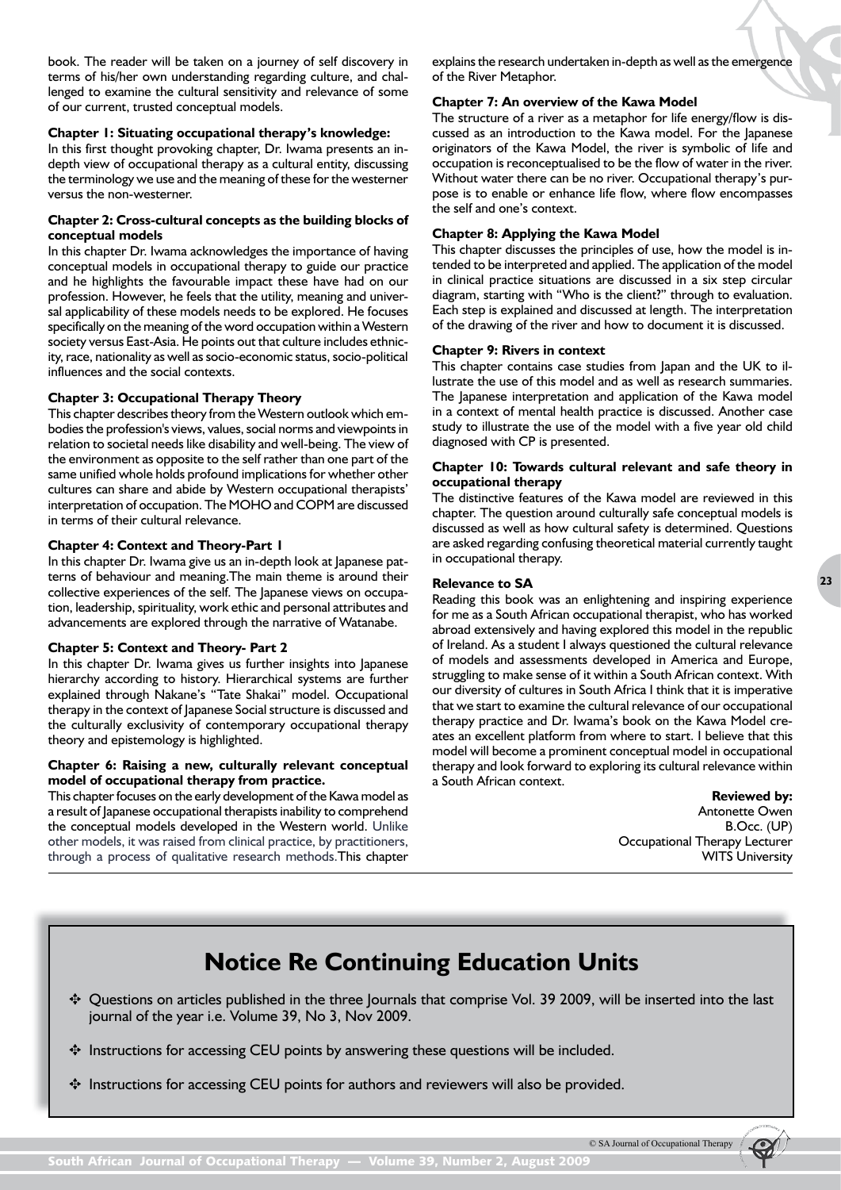book. The reader will be taken on a journey of self discovery in terms of his/her own understanding regarding culture, and challenged to examine the cultural sensitivity and relevance of some of our current, trusted conceptual models.

**Chapter 1: Situating occupational therapy's knowledge:**

In this first thought provoking chapter, Dr. Iwama presents an in-depth view of occupational therapy as a cultural entity, discussing the terminology we use and the meaning of these for the westerner versus the non-westerner.

**Chapter 2: Cross-cultural concepts as the building blocks of conceptual models**

In this chapter Dr. Iwama acknowledges the importance of having conceptual models in occupational therapy to guide our practice and he highlights the favourable impact these have had on our profession. However, he feels that the utility, meaning and universal applicability of these models needs to be explored. He focuses specifically on the meaning of the word occupation within a Western society versus East-Asia. He points out that culture includes ethnicity, race, nationality as well as socio-economic status, socio-political influences and the social contexts.

**Chapter 3: Occupational Therapy Theory**

This chapter describes theory from the Western outlook which embodies the profession's views, values, social norms and viewpoints in relation to societal needs like disability and well-being. The view of the environment as opposite to the self rather than one part of the same unified whole holds profound implications for whether other cultures can share and abide by Western occupational therapists' interpretation of occupation. The MOHO and COPM are discussed in terms of their cultural relevance.

**Chapter 4: Context and Theory-Part 1**

In this chapter Dr. Iwama give us an in-depth look at Japanese patterns of behaviour and meaning.The main theme is around their collective experiences of the self. The Japanese views on occupation, leadership, spirituality, work ethic and personal attributes and advancements are explored through the narrative of Watanabe.

**Chapter 5: Context and Theory- Part 2**

In this chapter Dr. Iwama gives us further insights into Japanese hierarchy according to history. Hierarchical systems are further explained through Nakane's "Tate Shakai" model. Occupational therapy in the context of Japanese Social structure is discussed and the culturally exclusivity of contemporary occupational therapy theory and epistemology is highlighted.

**Chapter 6: Raising a new, culturally relevant conceptual model of occupational therapy from practice.**

This chapter focuses on the early development of the Kawa model as a result of Japanese occupational therapists inability to comprehend the conceptual models developed in the Western world. Unlike other models, it was raised from clinical practice, by practitioners, through a process of qualitative research methods.This chapter explains the research undertaken in-depth as well as the emergence of the River Metaphor.

**Chapter 7: An overview of the Kawa Model**

The structure of a river as a metaphor for life energy/flow is discussed as an introduction to the Kawa model. For the Japanese originators of the Kawa Model, the river is symbolic of life and occupation is reconceptualised to be the flow of water in the river. Without water there can be no river. Occupational therapy's purpose is to enable or enhance life flow, where flow encompasses the self and one's context.

**Chapter 8: Applying the Kawa Model**

This chapter discusses the principles of use, how the model is intended to be interpreted and applied. The application of the model in clinical practice situations are discussed in a six step circular diagram, starting with "Who is the client?" through to evaluation. Each step is explained and discussed at length. The interpretation of the drawing of the river and how to document it is discussed.

**Chapter 9: Rivers in context**

This chapter contains case studies from Japan and the UK to illustrate the use of this model and as well as research summaries. The Japanese interpretation and application of the Kawa model in a context of mental health practice is discussed. Another case study to illustrate the use of the model with a five year old child diagnosed with CP is presented.

**Chapter 10: Towards cultural relevant and safe theory in occupational therapy**

The distinctive features of the Kawa model are reviewed in this chapter. The question around culturally safe conceptual models is discussed as well as how cultural safety is determined. Questions are asked regarding confusing theoretical material currently taught in occupational therapy.

**Relevance to SA**

Reading this book was an enlightening and inspiring experience for me as a South African occupational therapist, who has worked abroad extensively and having explored this model in the republic of Ireland. As a student I always questioned the cultural relevance of models and assessments developed in America and Europe, struggling to make sense of it within a South African context. With our diversity of cultures in South Africa I think that it is imperative that we start to examine the cultural relevance of our occupational therapy practice and Dr. Iwama's book on the Kawa Model creates an excellent platform from where to start. I believe that this model will become a prominent conceptual model in occupational therapy and look forward to exploring its cultural relevance within a South African context.

**Reviewed by:**
Antonette Owen
B.Occ. (UP)
Occupational Therapy Lecturer
WITS University

## Notice Re Continuing Education Units

- Questions on articles published in the three Journals that comprise Vol. 39 2009, will be inserted into the last journal of the year i.e. Volume 39, No 3, Nov 2009.
- Instructions for accessing CEU points by answering these questions will be included.
- Instructions for accessing CEU points for authors and reviewers will also be provided.